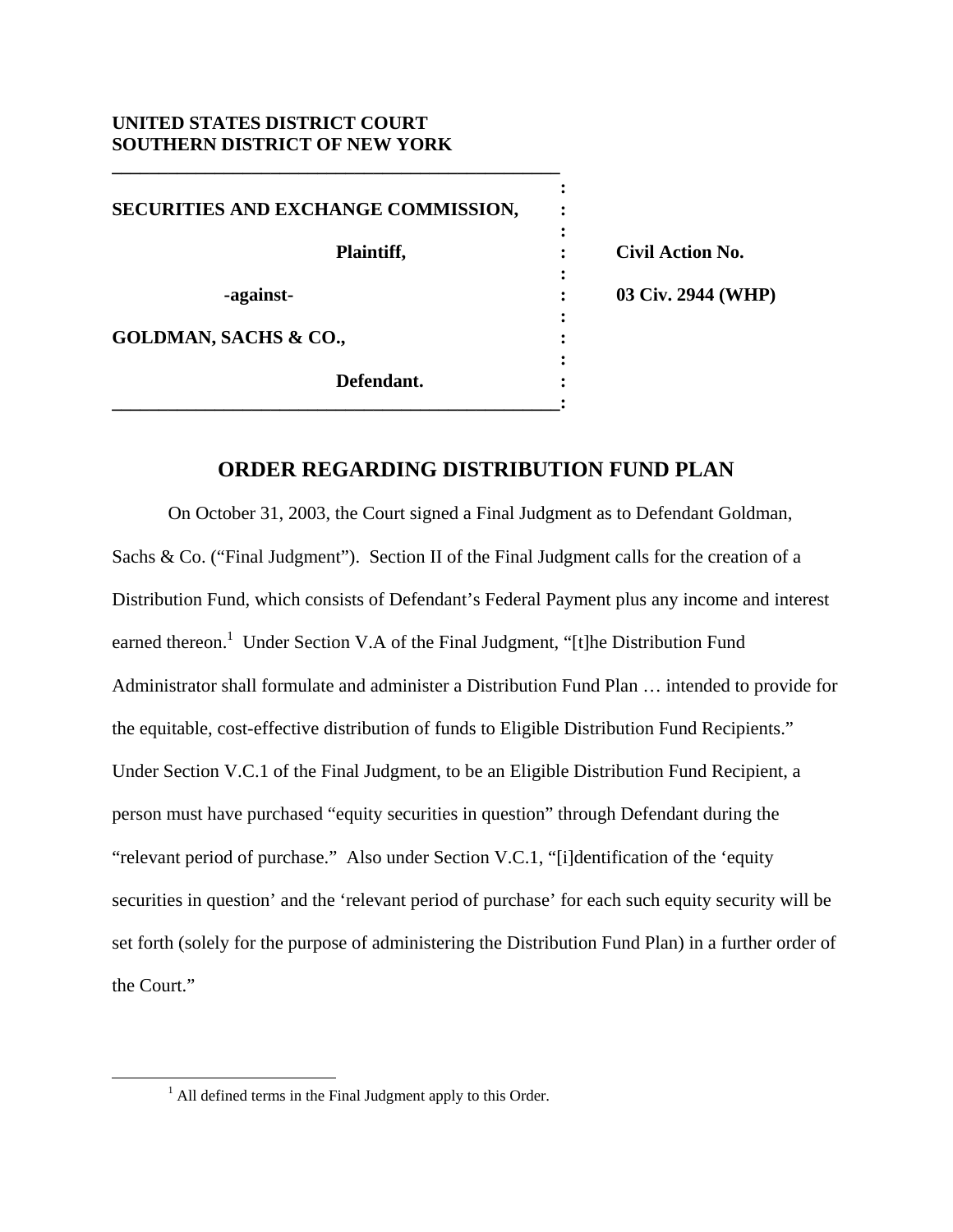**UNITED STATES DISTRICT COURT**
**SOUTHERN DISTRICT OF NEW YORK**

| | | |
|---|---|---|
| **SECURITIES AND EXCHANGE COMMISSION,** | : | |
| **Plaintiff,** | : | **Civil Action No.** |
| **-against-** | : | **03 Civ. 2944 (WHP)** |
| **GOLDMAN, SACHS & CO.,** | : | |
| **Defendant.** | : | |

## ORDER REGARDING DISTRIBUTION FUND PLAN

On October 31, 2003, the Court signed a Final Judgment as to Defendant Goldman, Sachs & Co. ("Final Judgment"). Section II of the Final Judgment calls for the creation of a Distribution Fund, which consists of Defendant's Federal Payment plus any income and interest earned thereon.[1] Under Section V.A of the Final Judgment, "[t]he Distribution Fund Administrator shall formulate and administer a Distribution Fund Plan … intended to provide for the equitable, cost-effective distribution of funds to Eligible Distribution Fund Recipients." Under Section V.C.1 of the Final Judgment, to be an Eligible Distribution Fund Recipient, a person must have purchased "equity securities in question" through Defendant during the "relevant period of purchase." Also under Section V.C.1, "[i]dentification of the 'equity securities in question' and the 'relevant period of purchase' for each such equity security will be set forth (solely for the purpose of administering the Distribution Fund Plan) in a further order of the Court."

[1] All defined terms in the Final Judgment apply to this Order.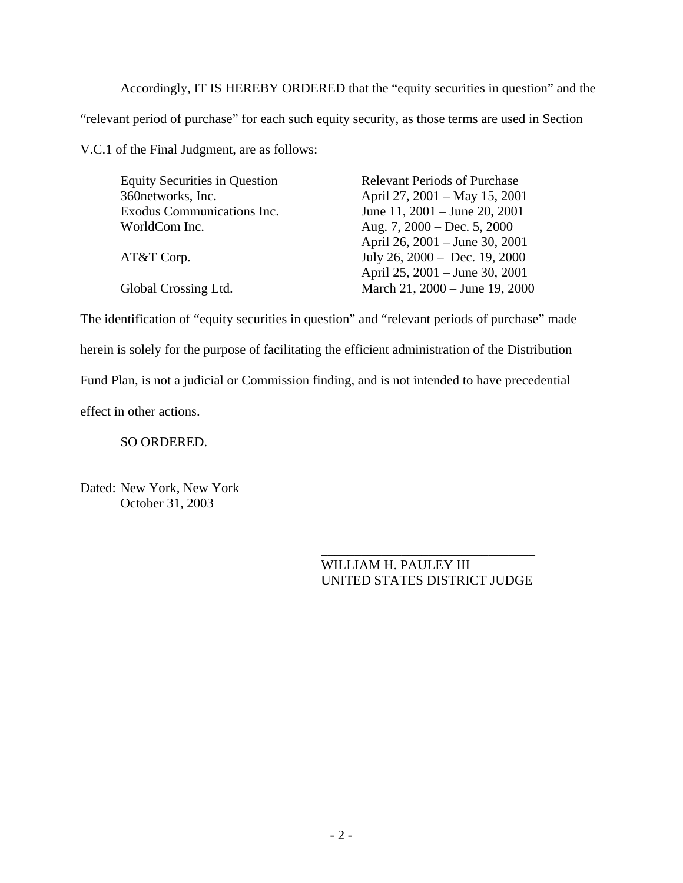Accordingly, IT IS HEREBY ORDERED that the "equity securities in question" and the "relevant period of purchase" for each such equity security, as those terms are used in Section V.C.1 of the Final Judgment, are as follows:

| Equity Securities in Question | Relevant Periods of Purchase |
|---|---|
| 360networks, Inc. | April 27, 2001 – May 15, 2001 |
| Exodus Communications Inc. | June 11, 2001 – June 20, 2001 |
| WorldCom Inc. | Aug. 7, 2000 – Dec. 5, 2000 |
| | April 26, 2001 – June 30, 2001 |
| AT&T Corp. | July 26, 2000 – Dec. 19, 2000 |
| | April 25, 2001 – June 30, 2001 |
| Global Crossing Ltd. | March 21, 2000 – June 19, 2000 |

The identification of "equity securities in question" and "relevant periods of purchase" made herein is solely for the purpose of facilitating the efficient administration of the Distribution Fund Plan, is not a judicial or Commission finding, and is not intended to have precedential effect in other actions.

SO ORDERED.

Dated: New York, New York
October 31, 2003

\_\_\_\_\_\_\_\_\_\_\_\_\_\_\_\_\_\_\_\_\_\_\_\_\_\_\_\_\_\_\_\_

WILLIAM H. PAULEY III
UNITED STATES DISTRICT JUDGE